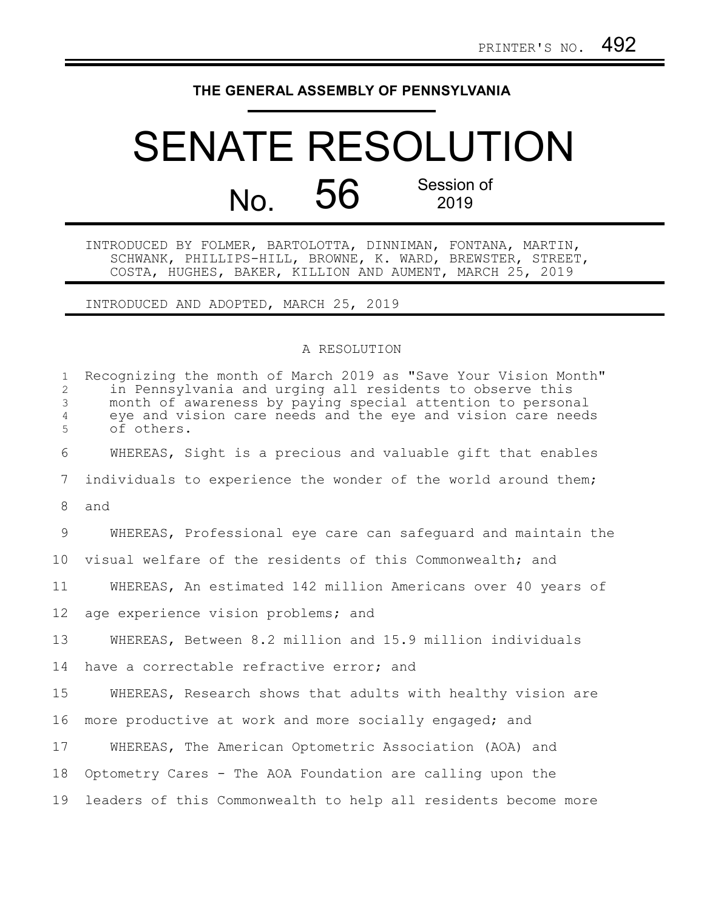PRINTER'S NO. 492

**THE GENERAL ASSEMBLY OF PENNSYLVANIA**

# SENATE RESOLUTION

## No. 56 Session of 2019

INTRODUCED BY FOLMER, BARTOLOTTA, DINNIMAN, FONTANA, MARTIN, SCHWANK, PHILLIPS-HILL, BROWNE, K. WARD, BREWSTER, STREET, COSTA, HUGHES, BAKER, KILLION AND AUMENT, MARCH 25, 2019

INTRODUCED AND ADOPTED, MARCH 25, 2019

A RESOLUTION

Recognizing the month of March 2019 as "Save Your Vision Month" in Pennsylvania and urging all residents to observe this month of awareness by paying special attention to personal eye and vision care needs and the eye and vision care needs of others.

WHEREAS, Sight is a precious and valuable gift that enables individuals to experience the wonder of the world around them; and

WHEREAS, Professional eye care can safeguard and maintain the visual welfare of the residents of this Commonwealth; and

WHEREAS, An estimated 142 million Americans over 40 years of age experience vision problems; and

WHEREAS, Between 8.2 million and 15.9 million individuals have a correctable refractive error; and

WHEREAS, Research shows that adults with healthy vision are more productive at work and more socially engaged; and

WHEREAS, The American Optometric Association (AOA) and Optometry Cares - The AOA Foundation are calling upon the leaders of this Commonwealth to help all residents become more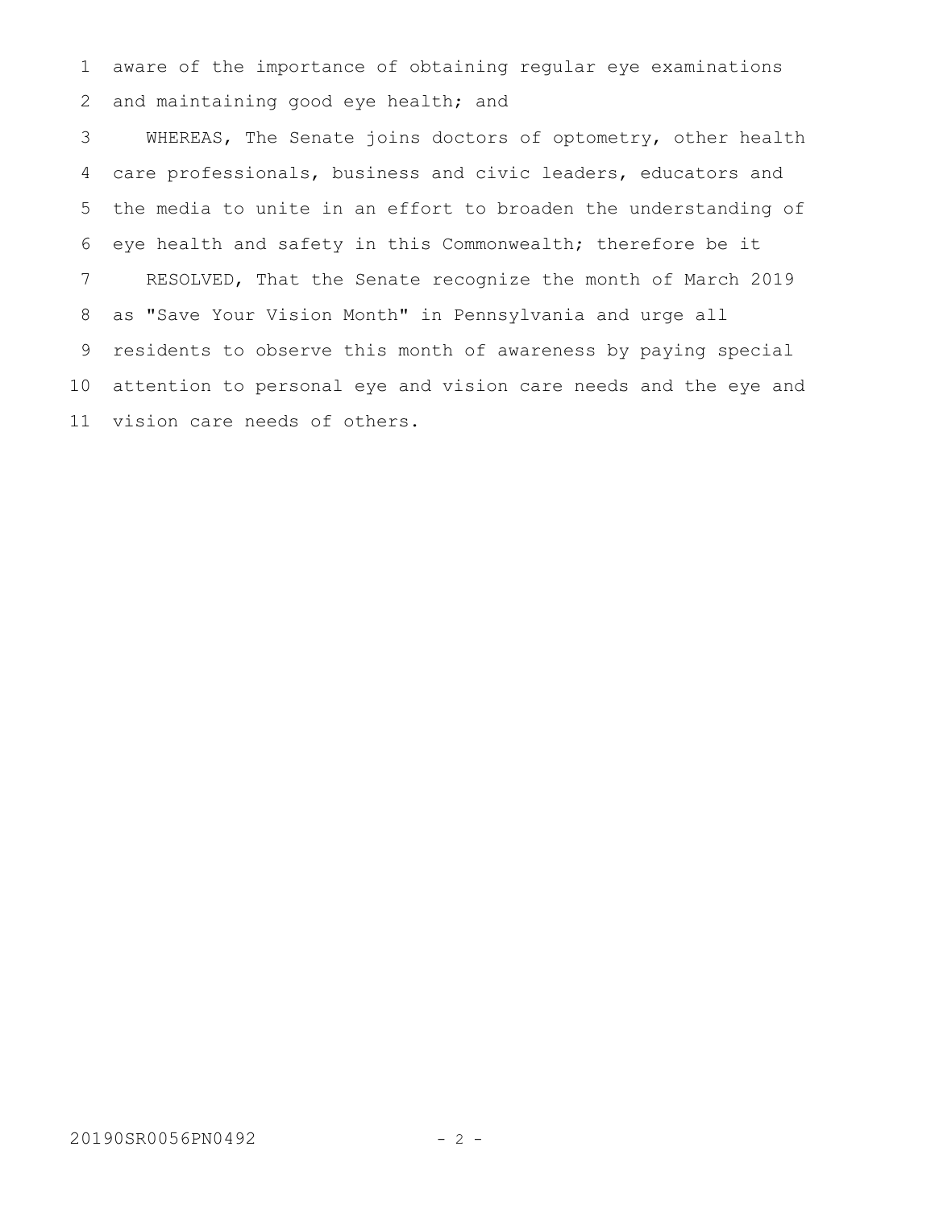aware of the importance of obtaining regular eye examinations and maintaining good eye health; and

WHEREAS, The Senate joins doctors of optometry, other health care professionals, business and civic leaders, educators and the media to unite in an effort to broaden the understanding of eye health and safety in this Commonwealth; therefore be it

RESOLVED, That the Senate recognize the month of March 2019 as "Save Your Vision Month" in Pennsylvania and urge all residents to observe this month of awareness by paying special attention to personal eye and vision care needs and the eye and vision care needs of others.